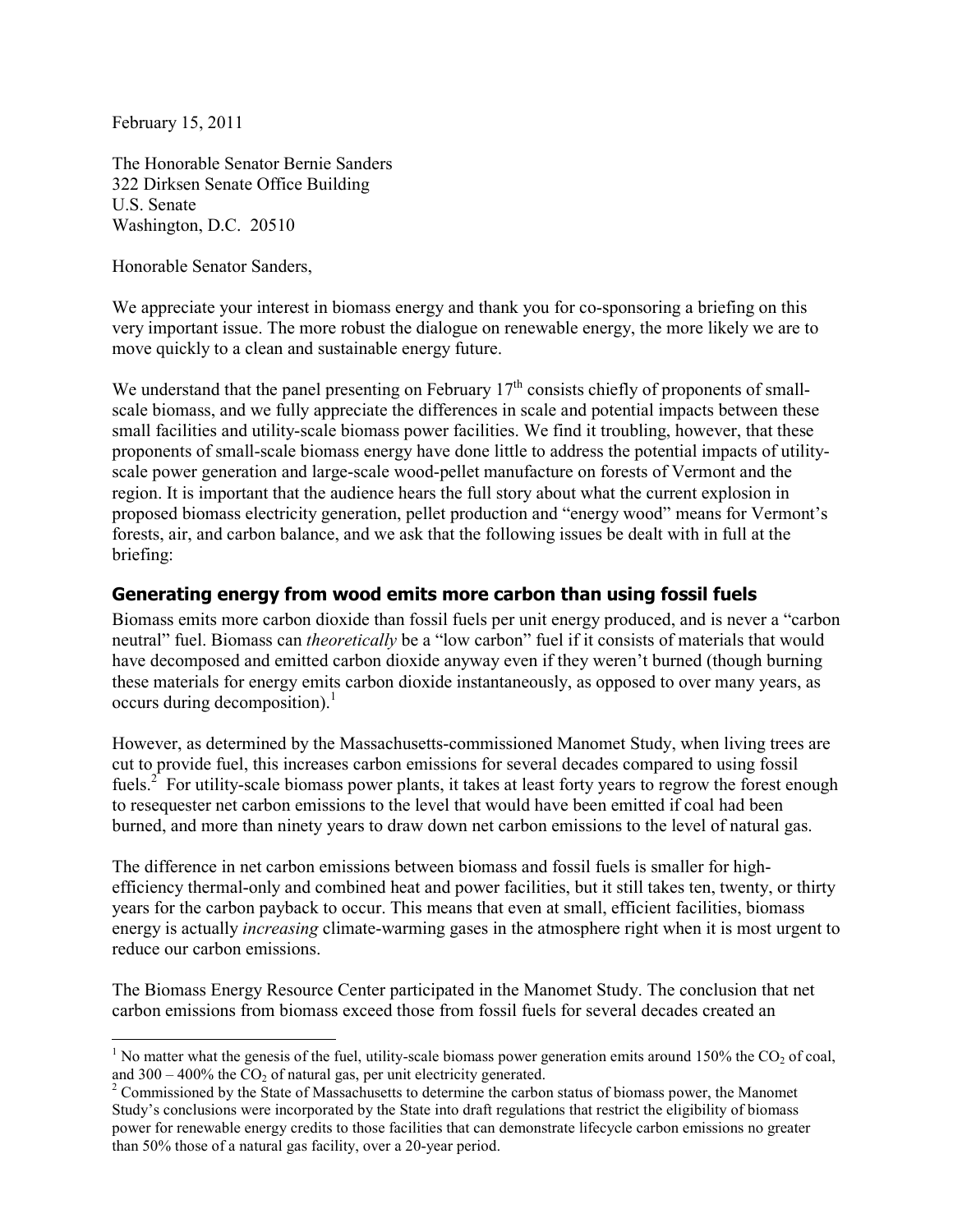February 15, 2011

The Honorable Senator Bernie Sanders
322 Dirksen Senate Office Building
U.S. Senate
Washington, D.C. 20510

Honorable Senator Sanders,

We appreciate your interest in biomass energy and thank you for co-sponsoring a briefing on this very important issue. The more robust the dialogue on renewable energy, the more likely we are to move quickly to a clean and sustainable energy future.

We understand that the panel presenting on February 17th consists chiefly of proponents of small-scale biomass, and we fully appreciate the differences in scale and potential impacts between these small facilities and utility-scale biomass power facilities. We find it troubling, however, that these proponents of small-scale biomass energy have done little to address the potential impacts of utility-scale power generation and large-scale wood-pellet manufacture on forests of Vermont and the region. It is important that the audience hears the full story about what the current explosion in proposed biomass electricity generation, pellet production and "energy wood" means for Vermont's forests, air, and carbon balance, and we ask that the following issues be dealt with in full at the briefing:

## Generating energy from wood emits more carbon than using fossil fuels

Biomass emits more carbon dioxide than fossil fuels per unit energy produced, and is never a "carbon neutral" fuel. Biomass can *theoretically* be a "low carbon" fuel if it consists of materials that would have decomposed and emitted carbon dioxide anyway even if they weren't burned (though burning these materials for energy emits carbon dioxide instantaneously, as opposed to over many years, as occurs during decomposition).[1]

However, as determined by the Massachusetts-commissioned Manomet Study, when living trees are cut to provide fuel, this increases carbon emissions for several decades compared to using fossil fuels.[2] For utility-scale biomass power plants, it takes at least forty years to regrow the forest enough to resequester net carbon emissions to the level that would have been emitted if coal had been burned, and more than ninety years to draw down net carbon emissions to the level of natural gas.

The difference in net carbon emissions between biomass and fossil fuels is smaller for high-efficiency thermal-only and combined heat and power facilities, but it still takes ten, twenty, or thirty years for the carbon payback to occur. This means that even at small, efficient facilities, biomass energy is actually *increasing* climate-warming gases in the atmosphere right when it is most urgent to reduce our carbon emissions.

The Biomass Energy Resource Center participated in the Manomet Study. The conclusion that net carbon emissions from biomass exceed those from fossil fuels for several decades created an

---

[1] No matter what the genesis of the fuel, utility-scale biomass power generation emits around 150% the $CO_2$ of coal, and 300 – 400% the $CO_2$ of natural gas, per unit electricity generated.

[2] Commissioned by the State of Massachusetts to determine the carbon status of biomass power, the Manomet Study's conclusions were incorporated by the State into draft regulations that restrict the eligibility of biomass power for renewable energy credits to those facilities that can demonstrate lifecycle carbon emissions no greater than 50% those of a natural gas facility, over a 20-year period.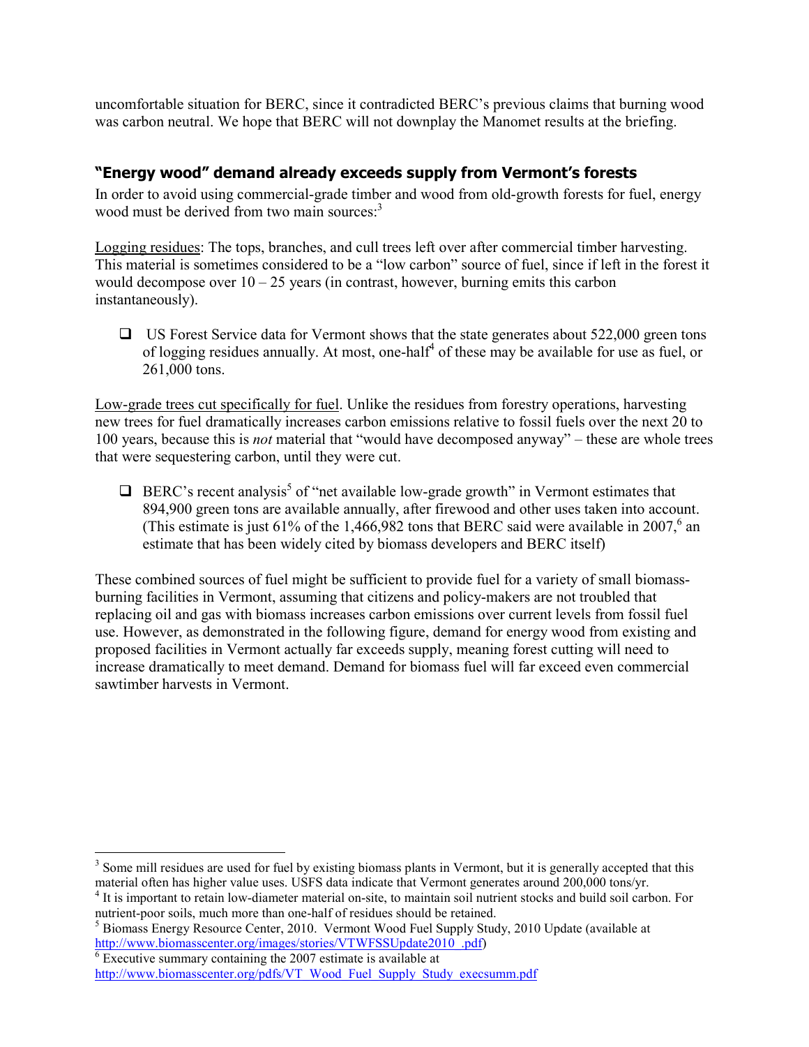uncomfortable situation for BERC, since it contradicted BERC's previous claims that burning wood was carbon neutral. We hope that BERC will not downplay the Manomet results at the briefing.

## "Energy wood" demand already exceeds supply from Vermont's forests

In order to avoid using commercial-grade timber and wood from old-growth forests for fuel, energy wood must be derived from two main sources:[3]

Logging residues: The tops, branches, and cull trees left over after commercial timber harvesting. This material is sometimes considered to be a "low carbon" source of fuel, since if left in the forest it would decompose over 10 – 25 years (in contrast, however, burning emits this carbon instantaneously).

- US Forest Service data for Vermont shows that the state generates about 522,000 green tons of logging residues annually. At most, one-half[4] of these may be available for use as fuel, or 261,000 tons.

Low-grade trees cut specifically for fuel. Unlike the residues from forestry operations, harvesting new trees for fuel dramatically increases carbon emissions relative to fossil fuels over the next 20 to 100 years, because this is *not* material that "would have decomposed anyway" – these are whole trees that were sequestering carbon, until they were cut.

- BERC's recent analysis[5] of "net available low-grade growth" in Vermont estimates that 894,900 green tons are available annually, after firewood and other uses taken into account. (This estimate is just 61% of the 1,466,982 tons that BERC said were available in 2007,[6] an estimate that has been widely cited by biomass developers and BERC itself)

These combined sources of fuel might be sufficient to provide fuel for a variety of small biomass-burning facilities in Vermont, assuming that citizens and policy-makers are not troubled that replacing oil and gas with biomass increases carbon emissions over current levels from fossil fuel use. However, as demonstrated in the following figure, demand for energy wood from existing and proposed facilities in Vermont actually far exceeds supply, meaning forest cutting will need to increase dramatically to meet demand. Demand for biomass fuel will far exceed even commercial sawtimber harvests in Vermont.

---

[3] Some mill residues are used for fuel by existing biomass plants in Vermont, but it is generally accepted that this material often has higher value uses. USFS data indicate that Vermont generates around 200,000 tons/yr.

[4] It is important to retain low-diameter material on-site, to maintain soil nutrient stocks and build soil carbon. For nutrient-poor soils, much more than one-half of residues should be retained.

[5] Biomass Energy Resource Center, 2010. Vermont Wood Fuel Supply Study, 2010 Update (available at http://www.biomasscenter.org/images/stories/VTWFSSUpdate2010_.pdf)

[6] Executive summary containing the 2007 estimate is available at http://www.biomasscenter.org/pdfs/VT_Wood_Fuel_Supply_Study_execsumm.pdf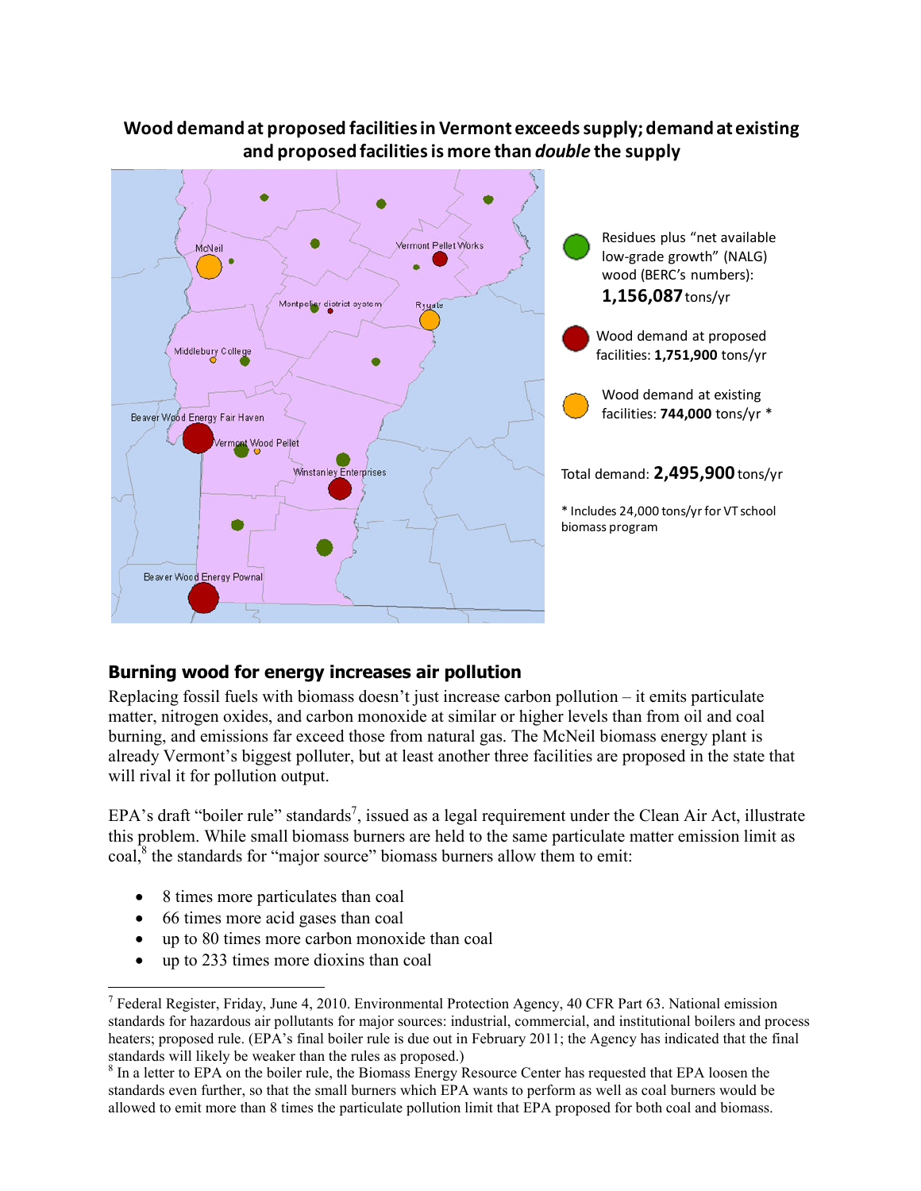**Wood demand at proposed facilities in Vermont exceeds supply; demand at existing and proposed facilities is more than *double* the supply**

McNeil

Vermont Pellet Works

Montpelier district system

Ryegate

Middlebury College

Beaver Wood Energy Fair Haven

Vermont Wood Pellet

Winstanley Enterprises

Beaver Wood Energy Pownal

Residues plus "net available low-grade growth" (NALG) wood (BERC's numbers): **1,156,087** tons/yr

Wood demand at proposed facilities: **1,751,900** tons/yr

Wood demand at existing facilities: **744,000** tons/yr *

Total demand: **2,495,900** tons/yr

* Includes 24,000 tons/yr for VT school biomass program

## Burning wood for energy increases air pollution

Replacing fossil fuels with biomass doesn't just increase carbon pollution – it emits particulate matter, nitrogen oxides, and carbon monoxide at similar or higher levels than from oil and coal burning, and emissions far exceed those from natural gas. The McNeil biomass energy plant is already Vermont's biggest polluter, but at least another three facilities are proposed in the state that will rival it for pollution output.

EPA's draft "boiler rule" standards[7], issued as a legal requirement under the Clean Air Act, illustrate this problem. While small biomass burners are held to the same particulate matter emission limit as coal,[8] the standards for "major source" biomass burners allow them to emit:

- 8 times more particulates than coal
- 66 times more acid gases than coal
- up to 80 times more carbon monoxide than coal
- up to 233 times more dioxins than coal

[7] Federal Register, Friday, June 4, 2010. Environmental Protection Agency, 40 CFR Part 63. National emission standards for hazardous air pollutants for major sources: industrial, commercial, and institutional boilers and process heaters; proposed rule. (EPA's final boiler rule is due out in February 2011; the Agency has indicated that the final standards will likely be weaker than the rules as proposed.)

[8] In a letter to EPA on the boiler rule, the Biomass Energy Resource Center has requested that EPA loosen the standards even further, so that the small burners which EPA wants to perform as well as coal burners would be allowed to emit more than 8 times the particulate pollution limit that EPA proposed for both coal and biomass.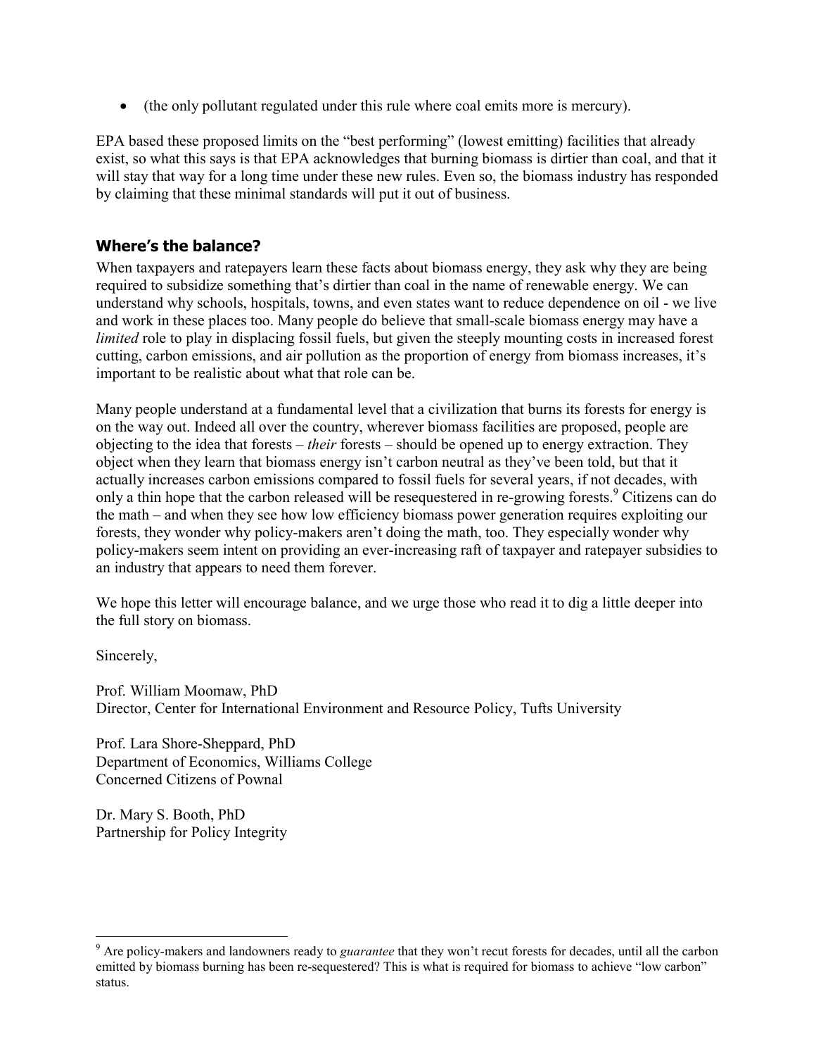- (the only pollutant regulated under this rule where coal emits more is mercury).

EPA based these proposed limits on the "best performing" (lowest emitting) facilities that already exist, so what this says is that EPA acknowledges that burning biomass is dirtier than coal, and that it will stay that way for a long time under these new rules. Even so, the biomass industry has responded by claiming that these minimal standards will put it out of business.

### Where's the balance?

When taxpayers and ratepayers learn these facts about biomass energy, they ask why they are being required to subsidize something that's dirtier than coal in the name of renewable energy. We can understand why schools, hospitals, towns, and even states want to reduce dependence on oil - we live and work in these places too. Many people do believe that small-scale biomass energy may have a *limited* role to play in displacing fossil fuels, but given the steeply mounting costs in increased forest cutting, carbon emissions, and air pollution as the proportion of energy from biomass increases, it's important to be realistic about what that role can be.

Many people understand at a fundamental level that a civilization that burns its forests for energy is on the way out. Indeed all over the country, wherever biomass facilities are proposed, people are objecting to the idea that forests – *their* forests – should be opened up to energy extraction. They object when they learn that biomass energy isn't carbon neutral as they've been told, but that it actually increases carbon emissions compared to fossil fuels for several years, if not decades, with only a thin hope that the carbon released will be resequestered in re-growing forests.[9] Citizens can do the math – and when they see how low efficiency biomass power generation requires exploiting our forests, they wonder why policy-makers aren't doing the math, too. They especially wonder why policy-makers seem intent on providing an ever-increasing raft of taxpayer and ratepayer subsidies to an industry that appears to need them forever.

We hope this letter will encourage balance, and we urge those who read it to dig a little deeper into the full story on biomass.

Sincerely,

Prof. William Moomaw, PhD
Director, Center for International Environment and Resource Policy, Tufts University

Prof. Lara Shore-Sheppard, PhD
Department of Economics, Williams College
Concerned Citizens of Pownal

Dr. Mary S. Booth, PhD
Partnership for Policy Integrity

---

[9] Are policy-makers and landowners ready to *guarantee* that they won't recut forests for decades, until all the carbon emitted by biomass burning has been re-sequestered? This is what is required for biomass to achieve "low carbon" status.